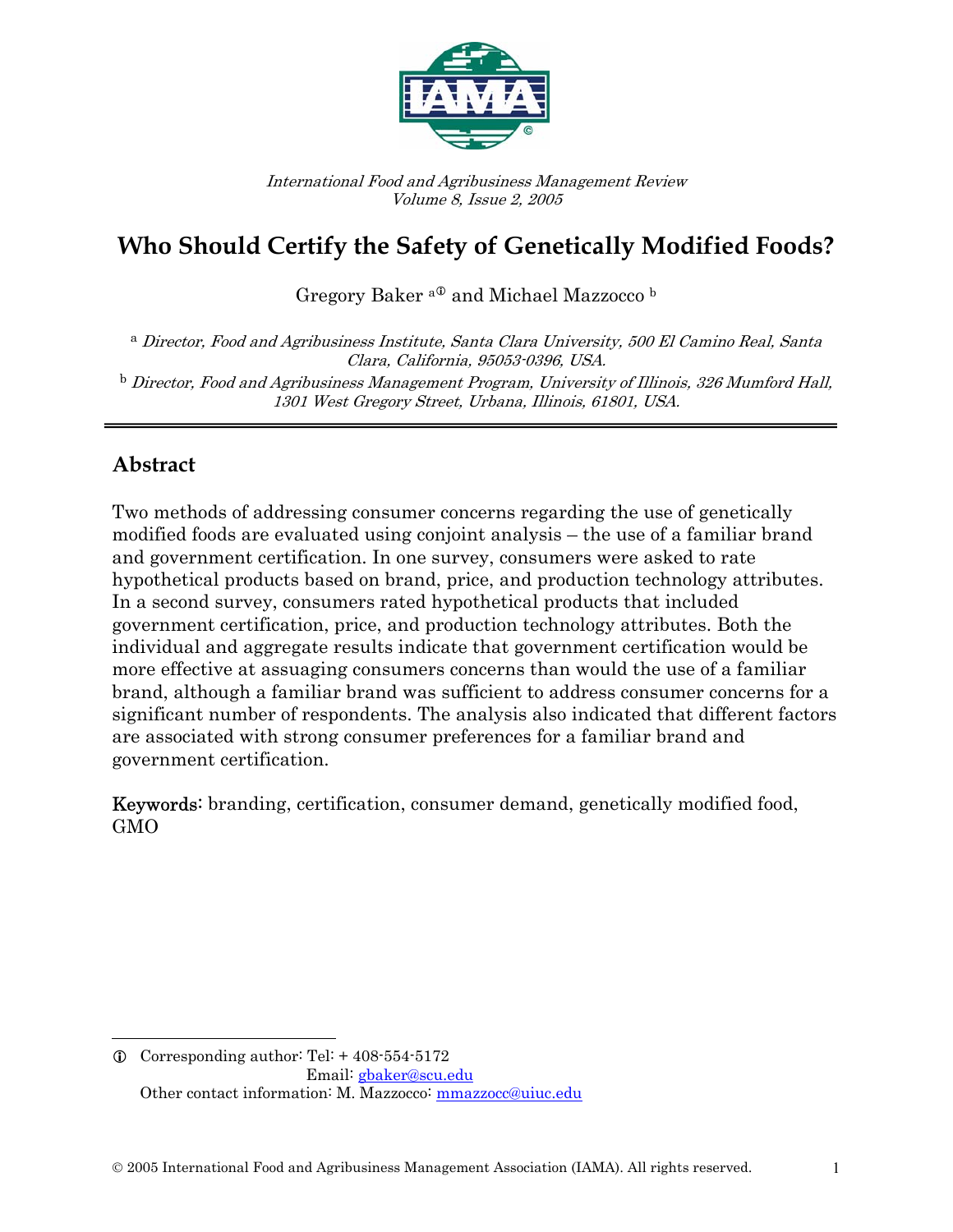International Food and Agribusiness Management Review
Volume 8, Issue 2, 2005

# Who Should Certify the Safety of Genetically Modified Foods?

Gregory Baker [a①] and Michael Mazzocco [b]

[a] *Director, Food and Agribusiness Institute, Santa Clara University, 500 El Camino Real, Santa Clara, California, 95053-0396, USA.*

[b] *Director, Food and Agribusiness Management Program, University of Illinois, 326 Mumford Hall, 1301 West Gregory Street, Urbana, Illinois, 61801, USA.*

## Abstract

Two methods of addressing consumer concerns regarding the use of genetically modified foods are evaluated using conjoint analysis – the use of a familiar brand and government certification. In one survey, consumers were asked to rate hypothetical products based on brand, price, and production technology attributes. In a second survey, consumers rated hypothetical products that included government certification, price, and production technology attributes. Both the individual and aggregate results indicate that government certification would be more effective at assuaging consumers concerns than would the use of a familiar brand, although a familiar brand was sufficient to address consumer concerns for a significant number of respondents. The analysis also indicated that different factors are associated with strong consumer preferences for a familiar brand and government certification.

**Keywords:** branding, certification, consumer demand, genetically modified food, GMO

① Corresponding author: Tel: + 408-554-5172
Email: gbaker@scu.edu
Other contact information: M. Mazzocco: mmazzocc@uiuc.edu

© 2005 International Food and Agribusiness Management Association (IAMA). All rights reserved.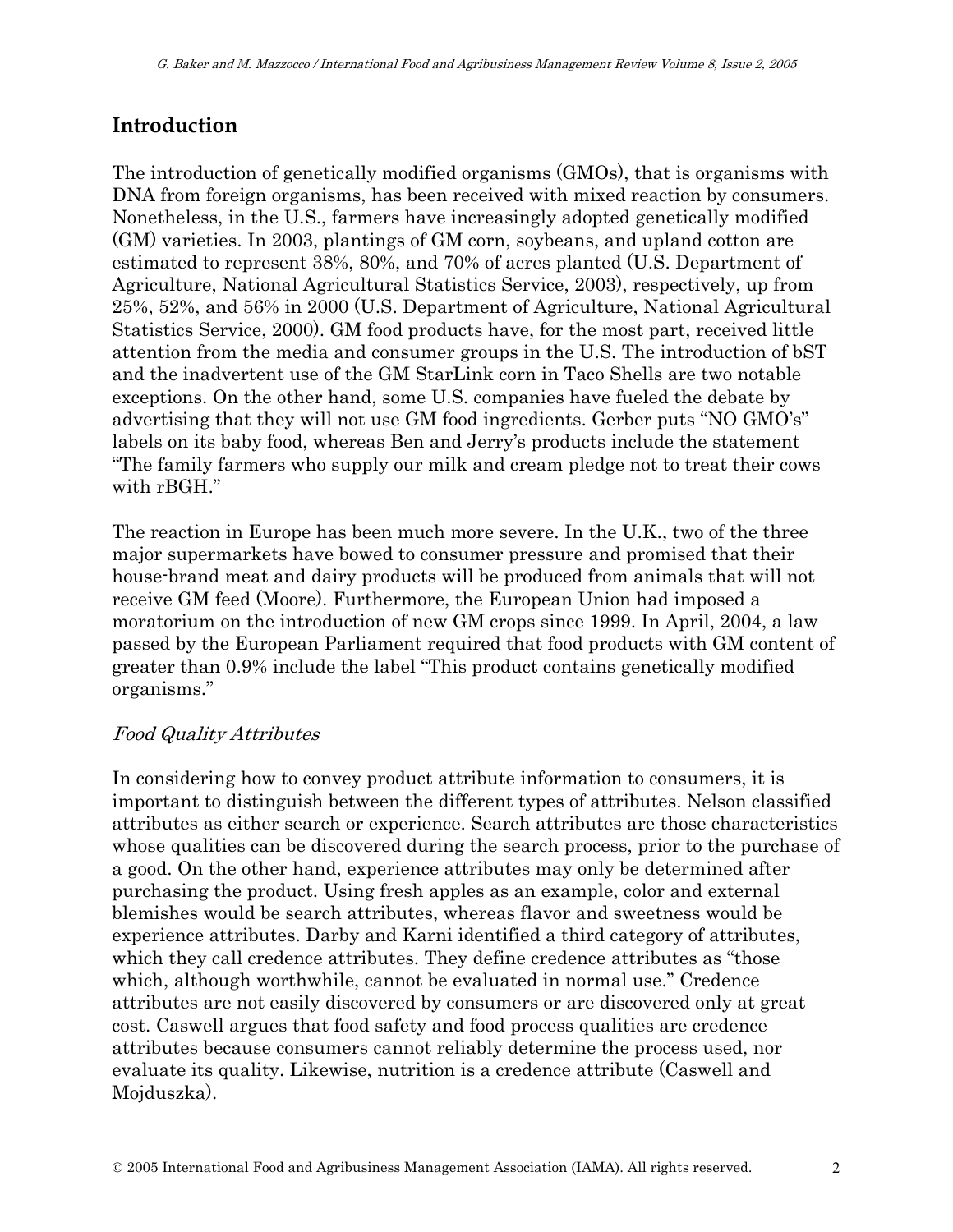## Introduction

The introduction of genetically modified organisms (GMOs), that is organisms with DNA from foreign organisms, has been received with mixed reaction by consumers. Nonetheless, in the U.S., farmers have increasingly adopted genetically modified (GM) varieties. In 2003, plantings of GM corn, soybeans, and upland cotton are estimated to represent 38%, 80%, and 70% of acres planted (U.S. Department of Agriculture, National Agricultural Statistics Service, 2003), respectively, up from 25%, 52%, and 56% in 2000 (U.S. Department of Agriculture, National Agricultural Statistics Service, 2000). GM food products have, for the most part, received little attention from the media and consumer groups in the U.S. The introduction of bST and the inadvertent use of the GM StarLink corn in Taco Shells are two notable exceptions. On the other hand, some U.S. companies have fueled the debate by advertising that they will not use GM food ingredients. Gerber puts "NO GMO's" labels on its baby food, whereas Ben and Jerry's products include the statement "The family farmers who supply our milk and cream pledge not to treat their cows with rBGH."

The reaction in Europe has been much more severe. In the U.K., two of the three major supermarkets have bowed to consumer pressure and promised that their house-brand meat and dairy products will be produced from animals that will not receive GM feed (Moore). Furthermore, the European Union had imposed a moratorium on the introduction of new GM crops since 1999. In April, 2004, a law passed by the European Parliament required that food products with GM content of greater than 0.9% include the label "This product contains genetically modified organisms."

### *Food Quality Attributes*

In considering how to convey product attribute information to consumers, it is important to distinguish between the different types of attributes. Nelson classified attributes as either search or experience. Search attributes are those characteristics whose qualities can be discovered during the search process, prior to the purchase of a good. On the other hand, experience attributes may only be determined after purchasing the product. Using fresh apples as an example, color and external blemishes would be search attributes, whereas flavor and sweetness would be experience attributes. Darby and Karni identified a third category of attributes, which they call credence attributes. They define credence attributes as "those which, although worthwhile, cannot be evaluated in normal use." Credence attributes are not easily discovered by consumers or are discovered only at great cost. Caswell argues that food safety and food process qualities are credence attributes because consumers cannot reliably determine the process used, nor evaluate its quality. Likewise, nutrition is a credence attribute (Caswell and Mojduszka).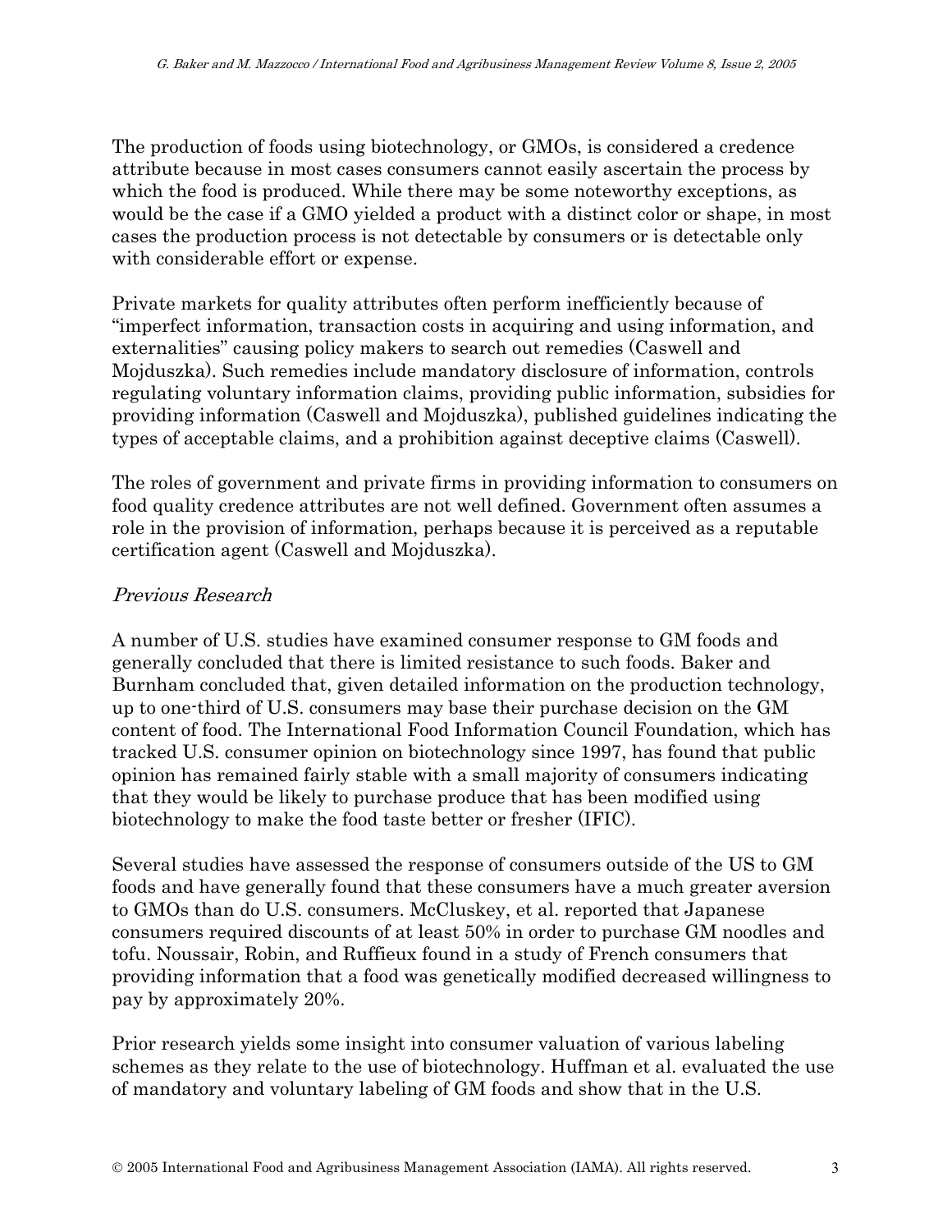The production of foods using biotechnology, or GMOs, is considered a credence attribute because in most cases consumers cannot easily ascertain the process by which the food is produced. While there may be some noteworthy exceptions, as would be the case if a GMO yielded a product with a distinct color or shape, in most cases the production process is not detectable by consumers or is detectable only with considerable effort or expense.

Private markets for quality attributes often perform inefficiently because of "imperfect information, transaction costs in acquiring and using information, and externalities" causing policy makers to search out remedies (Caswell and Mojduszka). Such remedies include mandatory disclosure of information, controls regulating voluntary information claims, providing public information, subsidies for providing information (Caswell and Mojduszka), published guidelines indicating the types of acceptable claims, and a prohibition against deceptive claims (Caswell).

The roles of government and private firms in providing information to consumers on food quality credence attributes are not well defined. Government often assumes a role in the provision of information, perhaps because it is perceived as a reputable certification agent (Caswell and Mojduszka).

### *Previous Research*

A number of U.S. studies have examined consumer response to GM foods and generally concluded that there is limited resistance to such foods. Baker and Burnham concluded that, given detailed information on the production technology, up to one-third of U.S. consumers may base their purchase decision on the GM content of food. The International Food Information Council Foundation, which has tracked U.S. consumer opinion on biotechnology since 1997, has found that public opinion has remained fairly stable with a small majority of consumers indicating that they would be likely to purchase produce that has been modified using biotechnology to make the food taste better or fresher (IFIC).

Several studies have assessed the response of consumers outside of the US to GM foods and have generally found that these consumers have a much greater aversion to GMOs than do U.S. consumers. McCluskey, et al. reported that Japanese consumers required discounts of at least 50% in order to purchase GM noodles and tofu. Noussair, Robin, and Ruffieux found in a study of French consumers that providing information that a food was genetically modified decreased willingness to pay by approximately 20%.

Prior research yields some insight into consumer valuation of various labeling schemes as they relate to the use of biotechnology. Huffman et al. evaluated the use of mandatory and voluntary labeling of GM foods and show that in the U.S.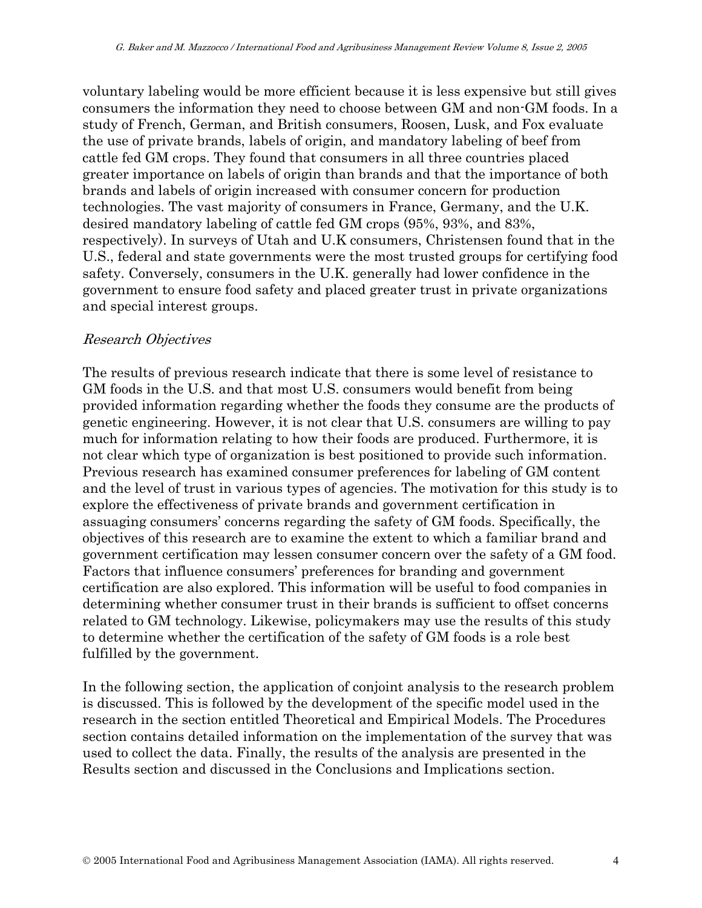voluntary labeling would be more efficient because it is less expensive but still gives consumers the information they need to choose between GM and non-GM foods. In a study of French, German, and British consumers, Roosen, Lusk, and Fox evaluate the use of private brands, labels of origin, and mandatory labeling of beef from cattle fed GM crops. They found that consumers in all three countries placed greater importance on labels of origin than brands and that the importance of both brands and labels of origin increased with consumer concern for production technologies. The vast majority of consumers in France, Germany, and the U.K. desired mandatory labeling of cattle fed GM crops (95%, 93%, and 83%, respectively). In surveys of Utah and U.K consumers, Christensen found that in the U.S., federal and state governments were the most trusted groups for certifying food safety. Conversely, consumers in the U.K. generally had lower confidence in the government to ensure food safety and placed greater trust in private organizations and special interest groups.

### *Research Objectives*

The results of previous research indicate that there is some level of resistance to GM foods in the U.S. and that most U.S. consumers would benefit from being provided information regarding whether the foods they consume are the products of genetic engineering. However, it is not clear that U.S. consumers are willing to pay much for information relating to how their foods are produced. Furthermore, it is not clear which type of organization is best positioned to provide such information. Previous research has examined consumer preferences for labeling of GM content and the level of trust in various types of agencies. The motivation for this study is to explore the effectiveness of private brands and government certification in assuaging consumers' concerns regarding the safety of GM foods. Specifically, the objectives of this research are to examine the extent to which a familiar brand and government certification may lessen consumer concern over the safety of a GM food. Factors that influence consumers' preferences for branding and government certification are also explored. This information will be useful to food companies in determining whether consumer trust in their brands is sufficient to offset concerns related to GM technology. Likewise, policymakers may use the results of this study to determine whether the certification of the safety of GM foods is a role best fulfilled by the government.

In the following section, the application of conjoint analysis to the research problem is discussed. This is followed by the development of the specific model used in the research in the section entitled Theoretical and Empirical Models. The Procedures section contains detailed information on the implementation of the survey that was used to collect the data. Finally, the results of the analysis are presented in the Results section and discussed in the Conclusions and Implications section.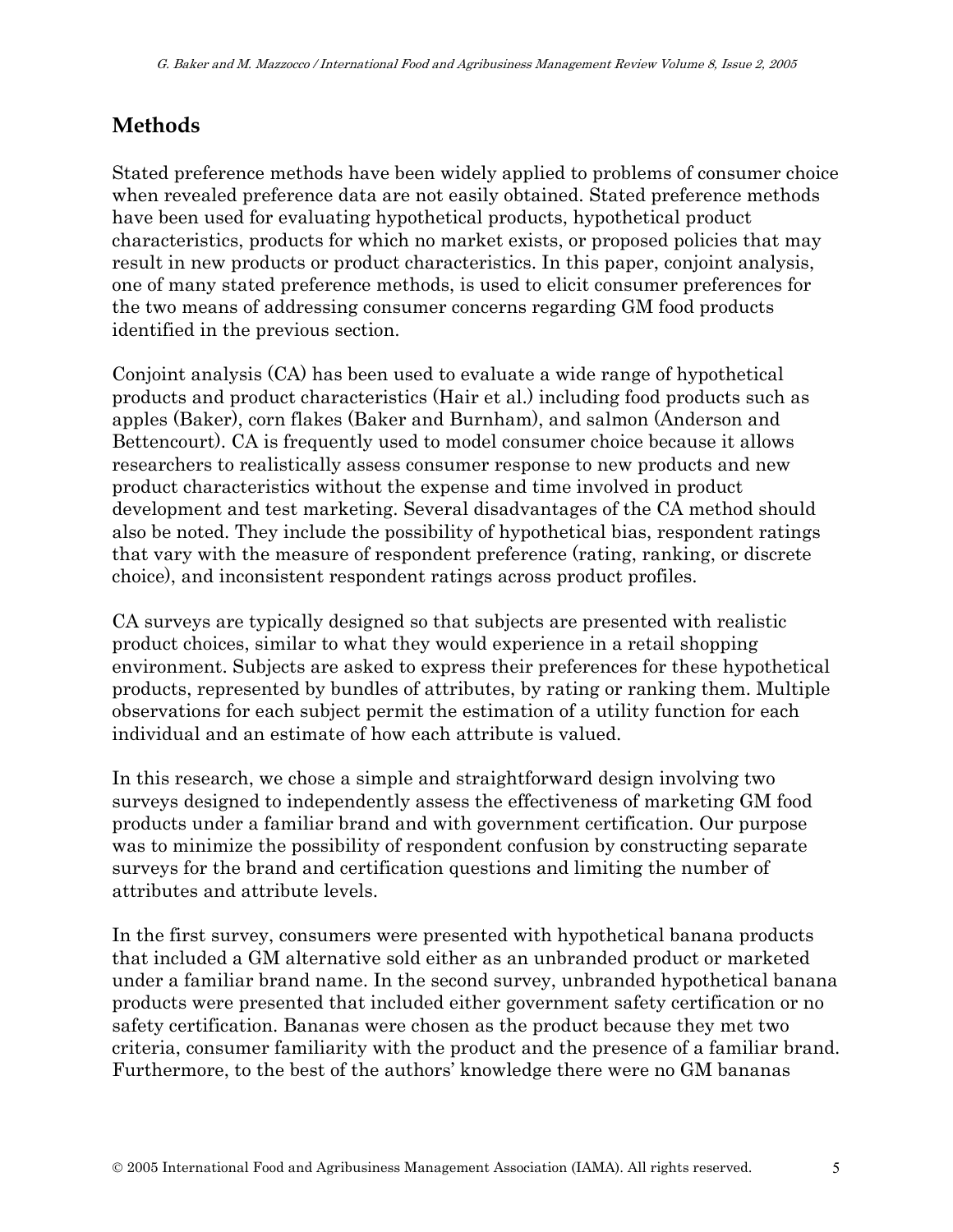## Methods

Stated preference methods have been widely applied to problems of consumer choice when revealed preference data are not easily obtained. Stated preference methods have been used for evaluating hypothetical products, hypothetical product characteristics, products for which no market exists, or proposed policies that may result in new products or product characteristics. In this paper, conjoint analysis, one of many stated preference methods, is used to elicit consumer preferences for the two means of addressing consumer concerns regarding GM food products identified in the previous section.

Conjoint analysis (CA) has been used to evaluate a wide range of hypothetical products and product characteristics (Hair et al.) including food products such as apples (Baker), corn flakes (Baker and Burnham), and salmon (Anderson and Bettencourt). CA is frequently used to model consumer choice because it allows researchers to realistically assess consumer response to new products and new product characteristics without the expense and time involved in product development and test marketing. Several disadvantages of the CA method should also be noted. They include the possibility of hypothetical bias, respondent ratings that vary with the measure of respondent preference (rating, ranking, or discrete choice), and inconsistent respondent ratings across product profiles.

CA surveys are typically designed so that subjects are presented with realistic product choices, similar to what they would experience in a retail shopping environment. Subjects are asked to express their preferences for these hypothetical products, represented by bundles of attributes, by rating or ranking them. Multiple observations for each subject permit the estimation of a utility function for each individual and an estimate of how each attribute is valued.

In this research, we chose a simple and straightforward design involving two surveys designed to independently assess the effectiveness of marketing GM food products under a familiar brand and with government certification. Our purpose was to minimize the possibility of respondent confusion by constructing separate surveys for the brand and certification questions and limiting the number of attributes and attribute levels.

In the first survey, consumers were presented with hypothetical banana products that included a GM alternative sold either as an unbranded product or marketed under a familiar brand name. In the second survey, unbranded hypothetical banana products were presented that included either government safety certification or no safety certification. Bananas were chosen as the product because they met two criteria, consumer familiarity with the product and the presence of a familiar brand. Furthermore, to the best of the authors' knowledge there were no GM bananas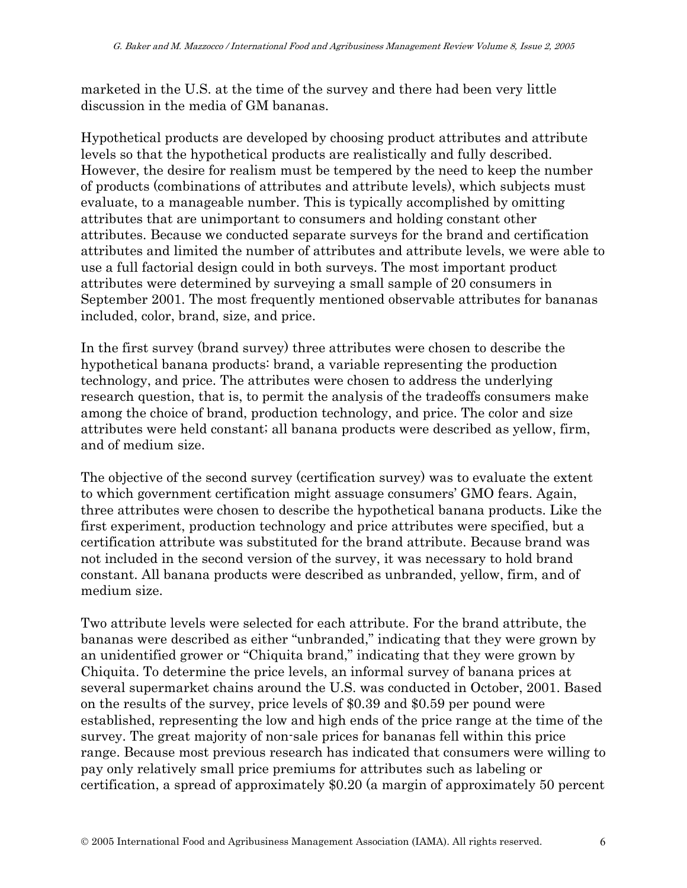marketed in the U.S. at the time of the survey and there had been very little discussion in the media of GM bananas.

Hypothetical products are developed by choosing product attributes and attribute levels so that the hypothetical products are realistically and fully described. However, the desire for realism must be tempered by the need to keep the number of products (combinations of attributes and attribute levels), which subjects must evaluate, to a manageable number. This is typically accomplished by omitting attributes that are unimportant to consumers and holding constant other attributes. Because we conducted separate surveys for the brand and certification attributes and limited the number of attributes and attribute levels, we were able to use a full factorial design could in both surveys. The most important product attributes were determined by surveying a small sample of 20 consumers in September 2001. The most frequently mentioned observable attributes for bananas included, color, brand, size, and price.

In the first survey (brand survey) three attributes were chosen to describe the hypothetical banana products: brand, a variable representing the production technology, and price. The attributes were chosen to address the underlying research question, that is, to permit the analysis of the tradeoffs consumers make among the choice of brand, production technology, and price. The color and size attributes were held constant; all banana products were described as yellow, firm, and of medium size.

The objective of the second survey (certification survey) was to evaluate the extent to which government certification might assuage consumers' GMO fears. Again, three attributes were chosen to describe the hypothetical banana products. Like the first experiment, production technology and price attributes were specified, but a certification attribute was substituted for the brand attribute. Because brand was not included in the second version of the survey, it was necessary to hold brand constant. All banana products were described as unbranded, yellow, firm, and of medium size.

Two attribute levels were selected for each attribute. For the brand attribute, the bananas were described as either "unbranded," indicating that they were grown by an unidentified grower or "Chiquita brand," indicating that they were grown by Chiquita. To determine the price levels, an informal survey of banana prices at several supermarket chains around the U.S. was conducted in October, 2001. Based on the results of the survey, price levels of $0.39 and $0.59 per pound were established, representing the low and high ends of the price range at the time of the survey. The great majority of non-sale prices for bananas fell within this price range. Because most previous research has indicated that consumers were willing to pay only relatively small price premiums for attributes such as labeling or certification, a spread of approximately $0.20 (a margin of approximately 50 percent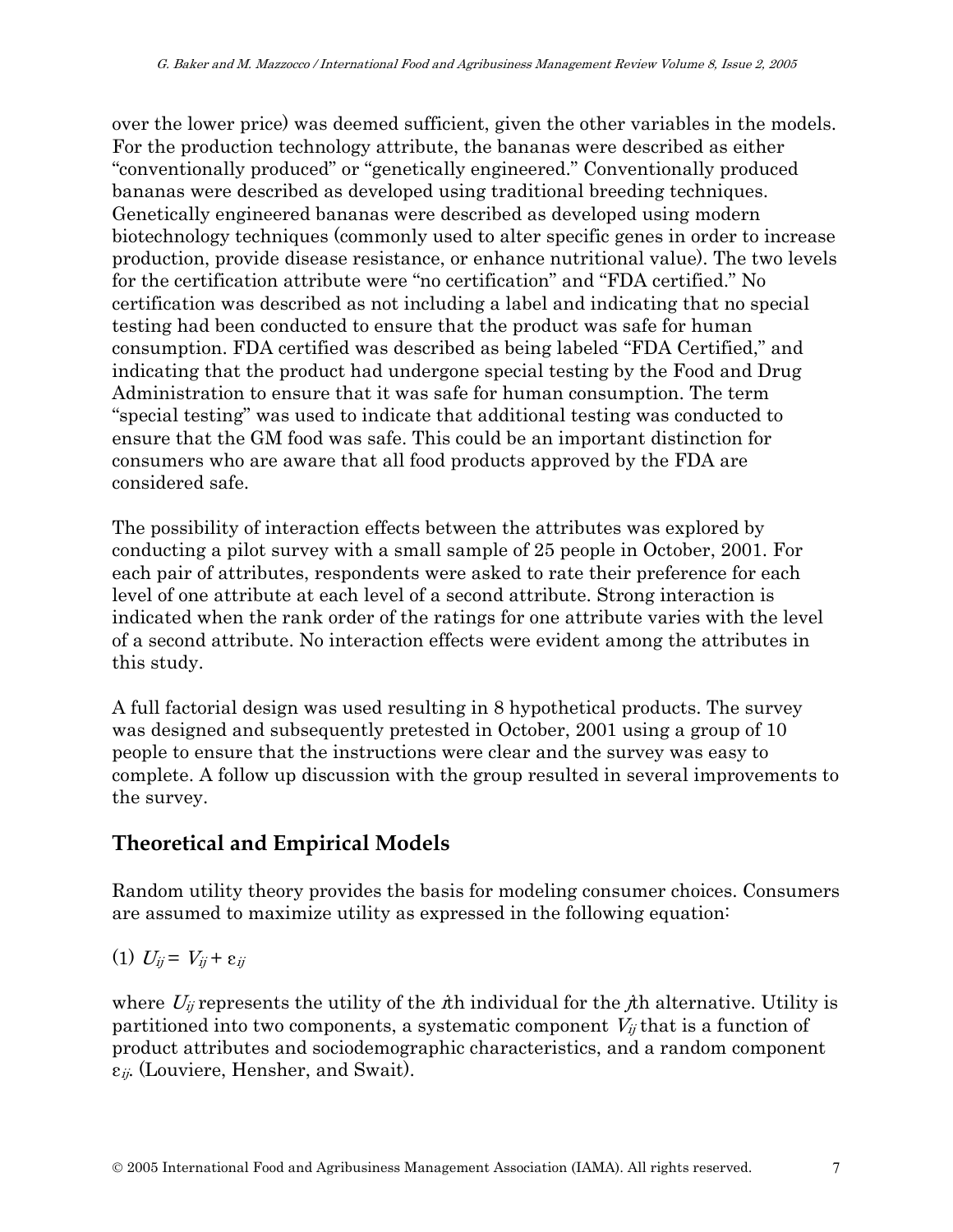over the lower price) was deemed sufficient, given the other variables in the models. For the production technology attribute, the bananas were described as either "conventionally produced" or "genetically engineered." Conventionally produced bananas were described as developed using traditional breeding techniques. Genetically engineered bananas were described as developed using modern biotechnology techniques (commonly used to alter specific genes in order to increase production, provide disease resistance, or enhance nutritional value). The two levels for the certification attribute were "no certification" and "FDA certified." No certification was described as not including a label and indicating that no special testing had been conducted to ensure that the product was safe for human consumption. FDA certified was described as being labeled "FDA Certified," and indicating that the product had undergone special testing by the Food and Drug Administration to ensure that it was safe for human consumption. The term "special testing" was used to indicate that additional testing was conducted to ensure that the GM food was safe. This could be an important distinction for consumers who are aware that all food products approved by the FDA are considered safe.

The possibility of interaction effects between the attributes was explored by conducting a pilot survey with a small sample of 25 people in October, 2001. For each pair of attributes, respondents were asked to rate their preference for each level of one attribute at each level of a second attribute. Strong interaction is indicated when the rank order of the ratings for one attribute varies with the level of a second attribute. No interaction effects were evident among the attributes in this study.

A full factorial design was used resulting in 8 hypothetical products. The survey was designed and subsequently pretested in October, 2001 using a group of 10 people to ensure that the instructions were clear and the survey was easy to complete. A follow up discussion with the group resulted in several improvements to the survey.

## Theoretical and Empirical Models

Random utility theory provides the basis for modeling consumer choices. Consumers are assumed to maximize utility as expressed in the following equation:

(1) $U_{ij} = V_{ij} + \varepsilon_{ij}$

where $U_{ij}$ represents the utility of the $i$th individual for the $j$th alternative. Utility is partitioned into two components, a systematic component $V_{ij}$ that is a function of product attributes and sociodemographic characteristics, and a random component $\varepsilon_{ij}$. (Louviere, Hensher, and Swait).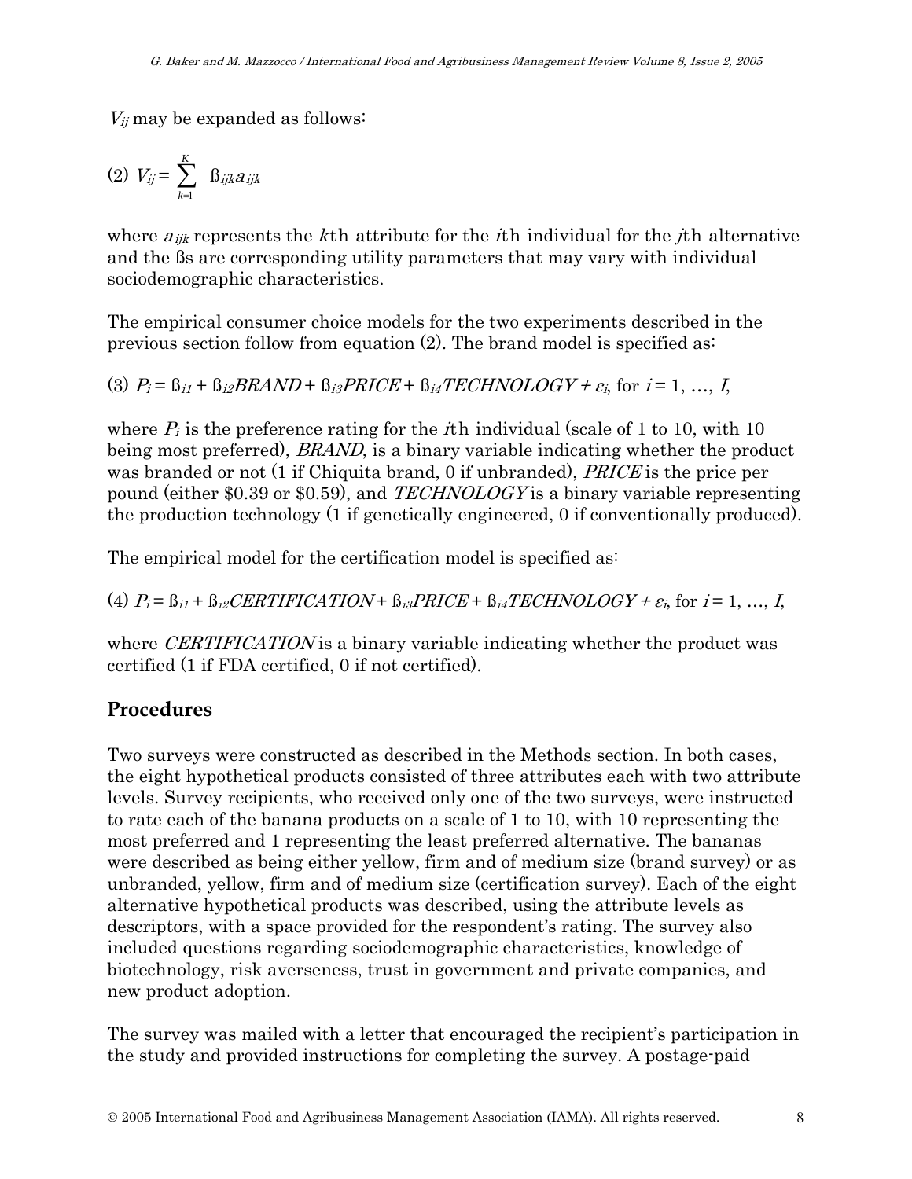$V_{ij}$ may be expanded as follows:

$$(2)\ V_{ij} = \sum_{k=1}^{K} \beta_{ijk} a_{ijk}$$

where $a_{ijk}$ represents the $k$th attribute for the $i$th individual for the $j$th alternative and the ßs are corresponding utility parameters that may vary with individual sociodemographic characteristics.

The empirical consumer choice models for the two experiments described in the previous section follow from equation (2). The brand model is specified as:

$$(3)\ P_i = \beta_{i1} + \beta_{i2}BRAND + \beta_{i3}PRICE + \beta_{i4}TECHNOLOGY + \varepsilon_i, \text{ for } i = 1, \ldots, I,$$

where $P_i$ is the preference rating for the $i$th individual (scale of 1 to 10, with 10 being most preferred), *BRAND*, is a binary variable indicating whether the product was branded or not (1 if Chiquita brand, 0 if unbranded), *PRICE* is the price per pound (either \$0.39 or \$0.59), and *TECHNOLOGY* is a binary variable representing the production technology (1 if genetically engineered, 0 if conventionally produced).

The empirical model for the certification model is specified as:

$$(4)\ P_i = \beta_{i1} + \beta_{i2}CERTIFICATION + \beta_{i3}PRICE + \beta_{i4}TECHNOLOGY + \varepsilon_i, \text{ for } i = 1, \ldots, I,$$

where *CERTIFICATION* is a binary variable indicating whether the product was certified (1 if FDA certified, 0 if not certified).

## Procedures

Two surveys were constructed as described in the Methods section. In both cases, the eight hypothetical products consisted of three attributes each with two attribute levels. Survey recipients, who received only one of the two surveys, were instructed to rate each of the banana products on a scale of 1 to 10, with 10 representing the most preferred and 1 representing the least preferred alternative. The bananas were described as being either yellow, firm and of medium size (brand survey) or as unbranded, yellow, firm and of medium size (certification survey). Each of the eight alternative hypothetical products was described, using the attribute levels as descriptors, with a space provided for the respondent's rating. The survey also included questions regarding sociodemographic characteristics, knowledge of biotechnology, risk averseness, trust in government and private companies, and new product adoption.

The survey was mailed with a letter that encouraged the recipient's participation in the study and provided instructions for completing the survey. A postage-paid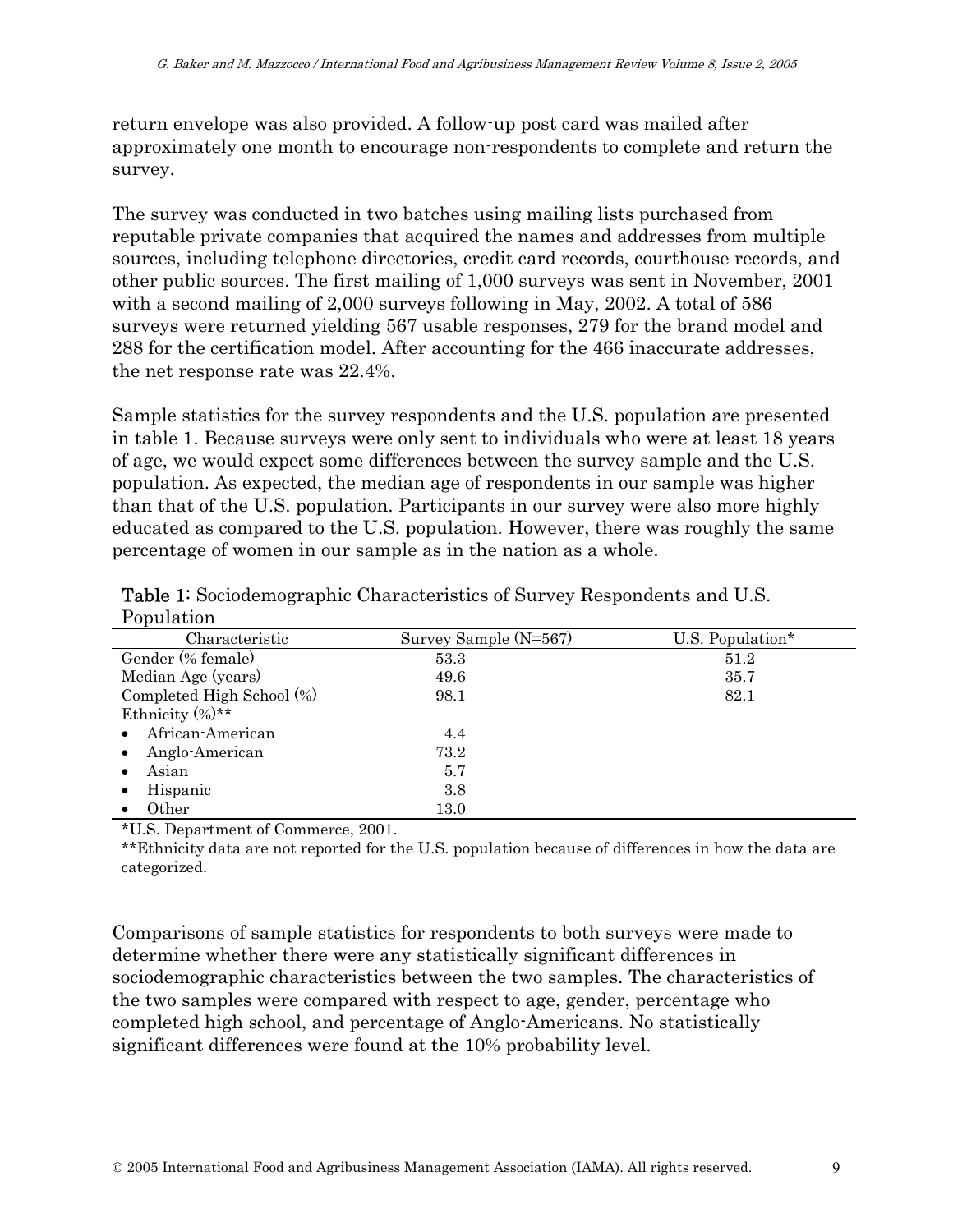return envelope was also provided. A follow-up post card was mailed after approximately one month to encourage non-respondents to complete and return the survey.

The survey was conducted in two batches using mailing lists purchased from reputable private companies that acquired the names and addresses from multiple sources, including telephone directories, credit card records, courthouse records, and other public sources. The first mailing of 1,000 surveys was sent in November, 2001 with a second mailing of 2,000 surveys following in May, 2002. A total of 586 surveys were returned yielding 567 usable responses, 279 for the brand model and 288 for the certification model. After accounting for the 466 inaccurate addresses, the net response rate was 22.4%.

Sample statistics for the survey respondents and the U.S. population are presented in table 1. Because surveys were only sent to individuals who were at least 18 years of age, we would expect some differences between the survey sample and the U.S. population. As expected, the median age of respondents in our sample was higher than that of the U.S. population. Participants in our survey were also more highly educated as compared to the U.S. population. However, there was roughly the same percentage of women in our sample as in the nation as a whole.

**Table 1**: Sociodemographic Characteristics of Survey Respondents and U.S. Population

| Characteristic | Survey Sample (N=567) | U.S. Population* |
|---|---|---|
| Gender (% female) | 53.3 | 51.2 |
| Median Age (years) | 49.6 | 35.7 |
| Completed High School (%) | 98.1 | 82.1 |
| Ethnicity (%)** | | |
| • African-American | 4.4 | |
| • Anglo-American | 73.2 | |
| • Asian | 5.7 | |
| • Hispanic | 3.8 | |
| • Other | 13.0 | |

*U.S. Department of Commerce, 2001.

**Ethnicity data are not reported for the U.S. population because of differences in how the data are categorized.

Comparisons of sample statistics for respondents to both surveys were made to determine whether there were any statistically significant differences in sociodemographic characteristics between the two samples. The characteristics of the two samples were compared with respect to age, gender, percentage who completed high school, and percentage of Anglo-Americans. No statistically significant differences were found at the 10% probability level.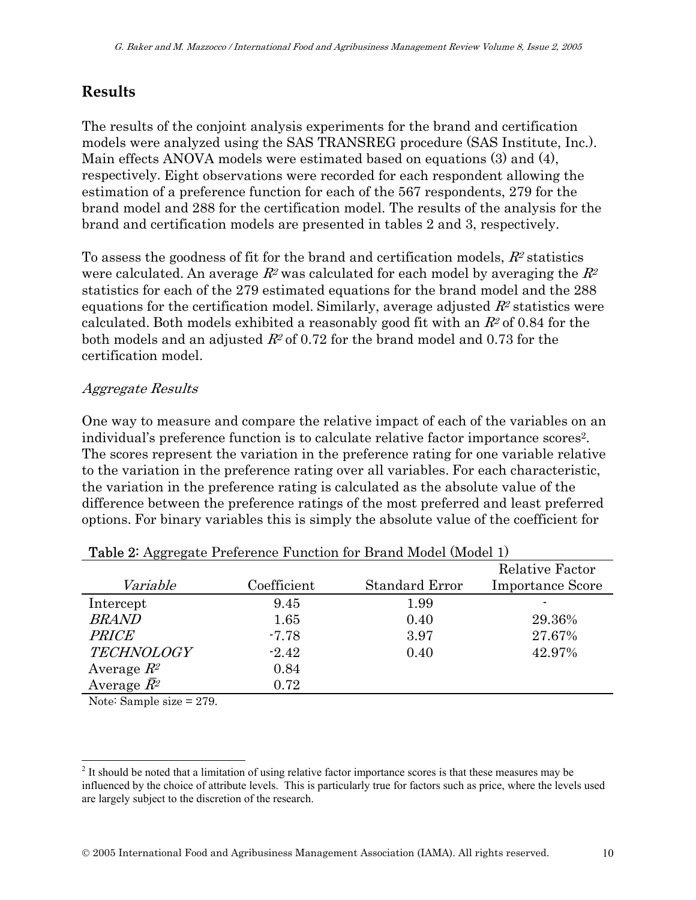## Results

The results of the conjoint analysis experiments for the brand and certification models were analyzed using the SAS TRANSREG procedure (SAS Institute, Inc.). Main effects ANOVA models were estimated based on equations (3) and (4), respectively. Eight observations were recorded for each respondent allowing the estimation of a preference function for each of the 567 respondents, 279 for the brand model and 288 for the certification model. The results of the analysis for the brand and certification models are presented in tables 2 and 3, respectively.

To assess the goodness of fit for the brand and certification models, $R^2$ statistics were calculated. An average $R^2$ was calculated for each model by averaging the $R^2$ statistics for each of the 279 estimated equations for the brand model and the 288 equations for the certification model. Similarly, average adjusted $R^2$ statistics were calculated. Both models exhibited a reasonably good fit with an $R^2$ of 0.84 for the both models and an adjusted $R^2$ of 0.72 for the brand model and 0.73 for the certification model.

*Aggregate Results*

One way to measure and compare the relative impact of each of the variables on an individual's preference function is to calculate relative factor importance scores[2]. The scores represent the variation in the preference rating for one variable relative to the variation in the preference rating over all variables. For each characteristic, the variation in the preference rating is calculated as the absolute value of the difference between the preference ratings of the most preferred and least preferred options. For binary variables this is simply the absolute value of the coefficient for

**Table 2:** Aggregate Preference Function for Brand Model (Model 1)

| *Variable* | Coefficient | Standard Error | Relative Factor Importance Score |
|---|---|---|---|
| Intercept | 9.45 | 1.99 | - |
| *BRAND* | 1.65 | 0.40 | 29.36% |
| *PRICE* | -7.78 | 3.97 | 27.67% |
| *TECHNOLOGY* | -2.42 | 0.40 | 42.97% |
| Average $R^2$ | 0.84 | | |
| Average $\bar{R}^2$ | 0.72 | | |

Note: Sample size = 279.

[2] It should be noted that a limitation of using relative factor importance scores is that these measures may be influenced by the choice of attribute levels. This is particularly true for factors such as price, where the levels used are largely subject to the discretion of the research.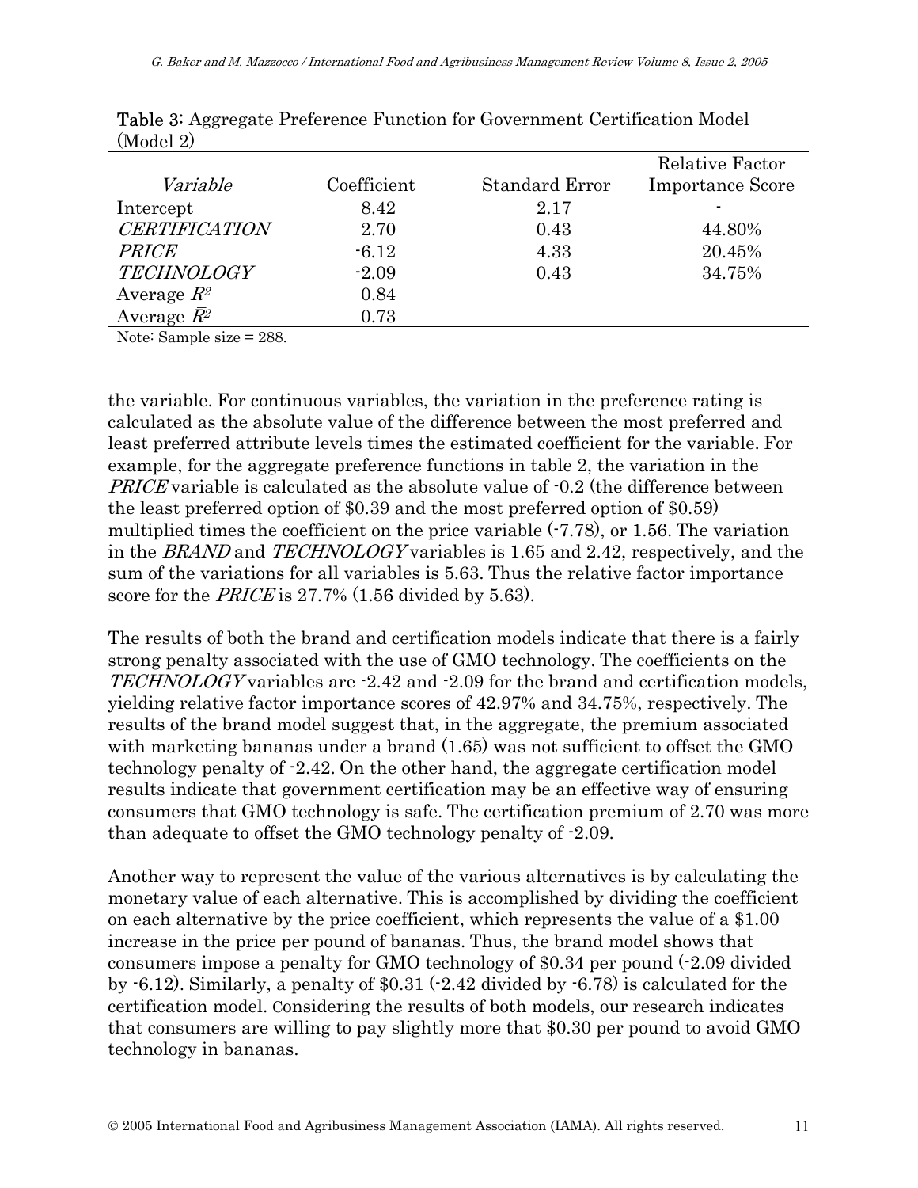**Table 3:** Aggregate Preference Function for Government Certification Model (Model 2)

| *Variable* | Coefficient | Standard Error | Relative Factor Importance Score |
|---|---|---|---|
| Intercept | 8.42 | 2.17 | - |
| *CERTIFICATION* | 2.70 | 0.43 | 44.80% |
| *PRICE* | -6.12 | 4.33 | 20.45% |
| *TECHNOLOGY* | -2.09 | 0.43 | 34.75% |
| Average $R^2$ | 0.84 | | |
| Average $\bar{R}^2$ | 0.73 | | |

Note: Sample size = 288.

the variable. For continuous variables, the variation in the preference rating is calculated as the absolute value of the difference between the most preferred and least preferred attribute levels times the estimated coefficient for the variable. For example, for the aggregate preference functions in table 2, the variation in the *PRICE* variable is calculated as the absolute value of -0.2 (the difference between the least preferred option of $0.39 and the most preferred option of $0.59) multiplied times the coefficient on the price variable (-7.78), or 1.56. The variation in the *BRAND* and *TECHNOLOGY* variables is 1.65 and 2.42, respectively, and the sum of the variations for all variables is 5.63. Thus the relative factor importance score for the *PRICE* is 27.7% (1.56 divided by 5.63).

The results of both the brand and certification models indicate that there is a fairly strong penalty associated with the use of GMO technology. The coefficients on the *TECHNOLOGY* variables are -2.42 and -2.09 for the brand and certification models, yielding relative factor importance scores of 42.97% and 34.75%, respectively. The results of the brand model suggest that, in the aggregate, the premium associated with marketing bananas under a brand (1.65) was not sufficient to offset the GMO technology penalty of -2.42. On the other hand, the aggregate certification model results indicate that government certification may be an effective way of ensuring consumers that GMO technology is safe. The certification premium of 2.70 was more than adequate to offset the GMO technology penalty of -2.09.

Another way to represent the value of the various alternatives is by calculating the monetary value of each alternative. This is accomplished by dividing the coefficient on each alternative by the price coefficient, which represents the value of a $1.00 increase in the price per pound of bananas. Thus, the brand model shows that consumers impose a penalty for GMO technology of $0.34 per pound (-2.09 divided by -6.12). Similarly, a penalty of $0.31 (-2.42 divided by -6.78) is calculated for the certification model. Considering the results of both models, our research indicates that consumers are willing to pay slightly more that $0.30 per pound to avoid GMO technology in bananas.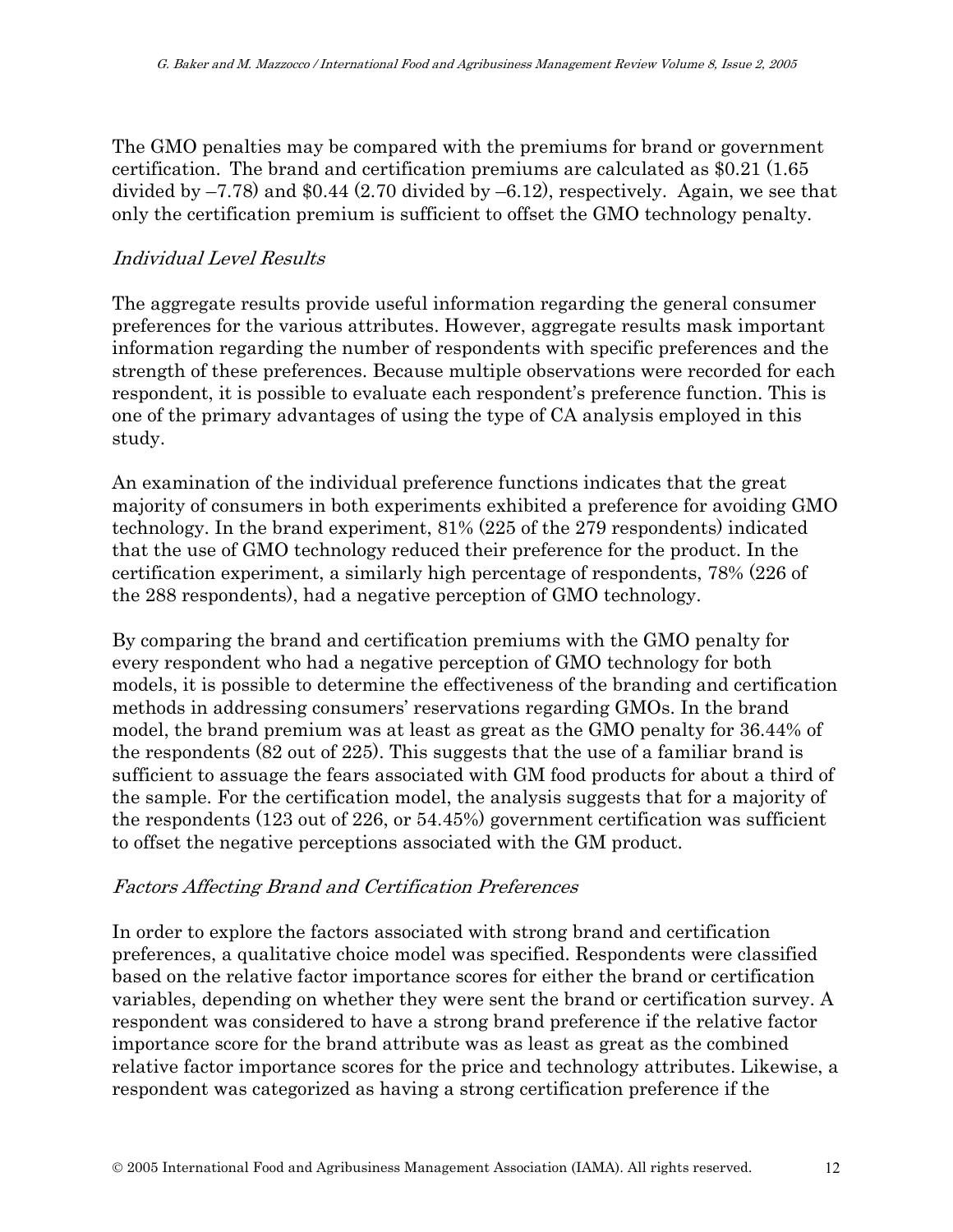The GMO penalties may be compared with the premiums for brand or government certification. The brand and certification premiums are calculated as \$0.21 (1.65 divided by –7.78) and \$0.44 (2.70 divided by –6.12), respectively. Again, we see that only the certification premium is sufficient to offset the GMO technology penalty.

### *Individual Level Results*

The aggregate results provide useful information regarding the general consumer preferences for the various attributes. However, aggregate results mask important information regarding the number of respondents with specific preferences and the strength of these preferences. Because multiple observations were recorded for each respondent, it is possible to evaluate each respondent's preference function. This is one of the primary advantages of using the type of CA analysis employed in this study.

An examination of the individual preference functions indicates that the great majority of consumers in both experiments exhibited a preference for avoiding GMO technology. In the brand experiment, 81% (225 of the 279 respondents) indicated that the use of GMO technology reduced their preference for the product. In the certification experiment, a similarly high percentage of respondents, 78% (226 of the 288 respondents), had a negative perception of GMO technology.

By comparing the brand and certification premiums with the GMO penalty for every respondent who had a negative perception of GMO technology for both models, it is possible to determine the effectiveness of the branding and certification methods in addressing consumers' reservations regarding GMOs. In the brand model, the brand premium was at least as great as the GMO penalty for 36.44% of the respondents (82 out of 225). This suggests that the use of a familiar brand is sufficient to assuage the fears associated with GM food products for about a third of the sample. For the certification model, the analysis suggests that for a majority of the respondents (123 out of 226, or 54.45%) government certification was sufficient to offset the negative perceptions associated with the GM product.

### *Factors Affecting Brand and Certification Preferences*

In order to explore the factors associated with strong brand and certification preferences, a qualitative choice model was specified. Respondents were classified based on the relative factor importance scores for either the brand or certification variables, depending on whether they were sent the brand or certification survey. A respondent was considered to have a strong brand preference if the relative factor importance score for the brand attribute was as least as great as the combined relative factor importance scores for the price and technology attributes. Likewise, a respondent was categorized as having a strong certification preference if the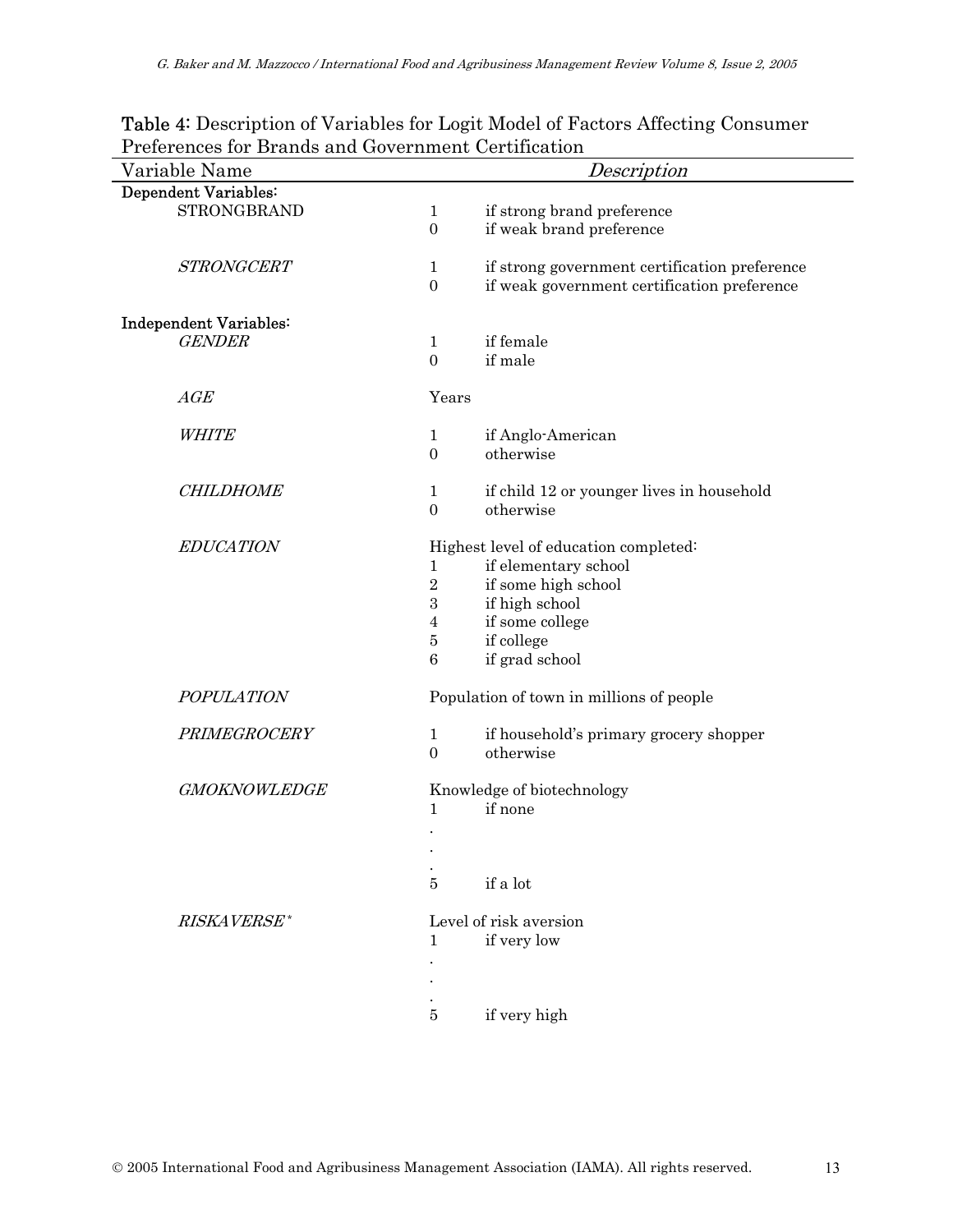**Table 4:** Description of Variables for Logit Model of Factors Affecting Consumer Preferences for Brands and Government Certification

| Variable Name | *Description* | |
|---|---|---|
| **Dependent Variables:** | | |
| STRONGBRAND | 1 | if strong brand preference |
| | 0 | if weak brand preference |
| *STRONGCERT* | 1 | if strong government certification preference |
| | 0 | if weak government certification preference |
| **Independent Variables:** | | |
| *GENDER* | 1 | if female |
| | 0 | if male |
| *AGE* | Years | |
| *WHITE* | 1 | if Anglo-American |
| | 0 | otherwise |
| *CHILDHOME* | 1 | if child 12 or younger lives in household |
| | 0 | otherwise |
| *EDUCATION* | Highest level of education completed: | |
| | 1 | if elementary school |
| | 2 | if some high school |
| | 3 | if high school |
| | 4 | if some college |
| | 5 | if college |
| | 6 | if grad school |
| *POPULATION* | Population of town in millions of people | |
| *PRIMEGROCERY* | 1 | if household's primary grocery shopper |
| | 0 | otherwise |
| *GMOKNOWLEDGE* | Knowledge of biotechnology | |
| | 1 | if none |
| | . | |
| | . | |
| | . | |
| | 5 | if a lot |
| *RISKAVERSE*\* | Level of risk aversion | |
| | 1 | if very low |
| | . | |
| | . | |
| | . | |
| | 5 | if very high |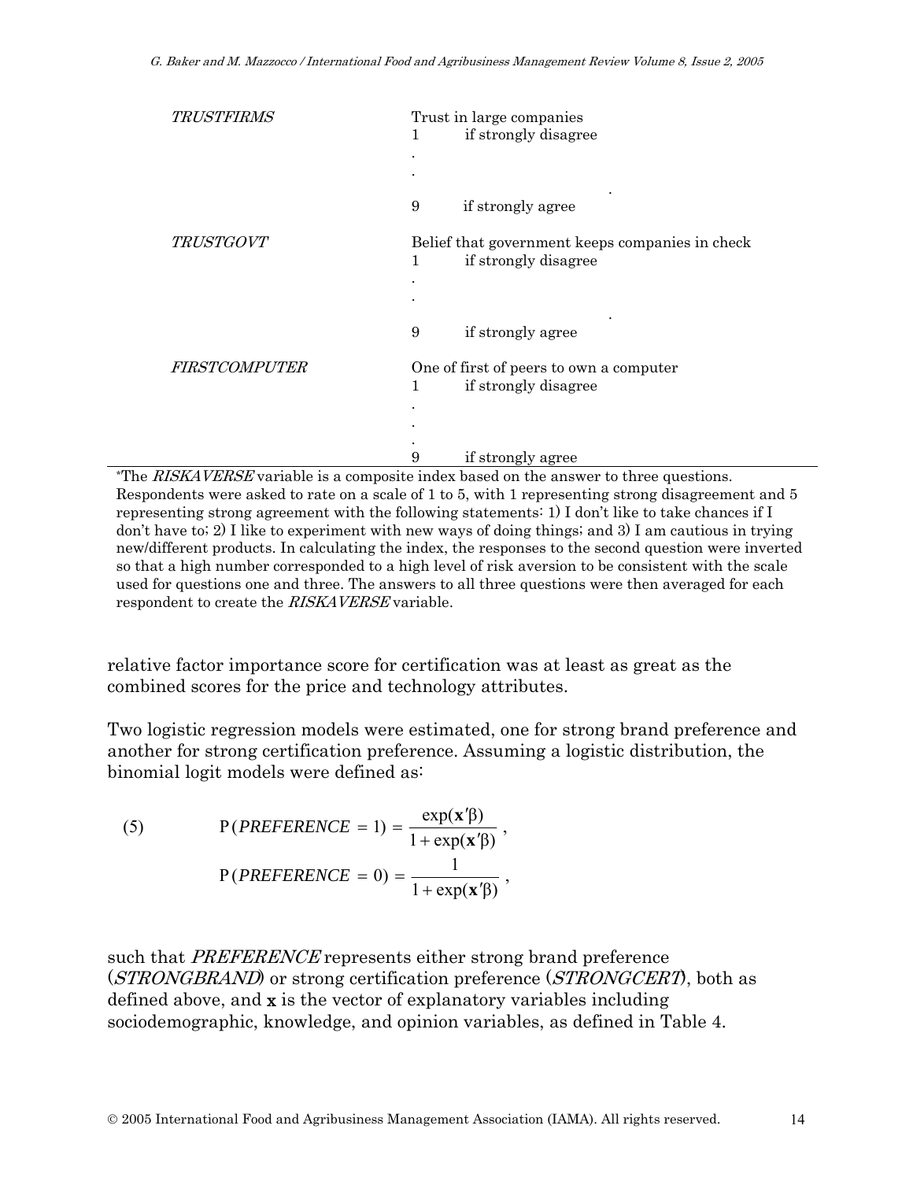| | |
|---|---|
| *TRUSTFIRMS* | Trust in large companies<br>1 if strongly disagree<br>.<br>.<br>.<br>9 if strongly agree |
| *TRUSTGOVT* | Belief that government keeps companies in check<br>1 if strongly disagree<br>.<br>.<br>.<br>9 if strongly agree |
| *FIRSTCOMPUTER* | One of first of peers to own a computer<br>1 if strongly disagree<br>.<br>.<br>.<br>9 if strongly agree |

*The *RISKAVERSE* variable is a composite index based on the answer to three questions. Respondents were asked to rate on a scale of 1 to 5, with 1 representing strong disagreement and 5 representing strong agreement with the following statements: 1) I don't like to take chances if I don't have to; 2) I like to experiment with new ways of doing things; and 3) I am cautious in trying new/different products. In calculating the index, the responses to the second question were inverted so that a high number corresponded to a high level of risk aversion to be consistent with the scale used for questions one and three. The answers to all three questions were then averaged for each respondent to create the *RISKAVERSE* variable.

relative factor importance score for certification was at least as great as the combined scores for the price and technology attributes.

Two logistic regression models were estimated, one for strong brand preference and another for strong certification preference. Assuming a logistic distribution, the binomial logit models were defined as:

$$
\text{(5)} \qquad \mathrm{P}(PREFERENCE = 1) = \frac{\exp(\mathbf{x}'\beta)}{1 + \exp(\mathbf{x}'\beta)}\,,
$$

$$
\mathrm{P}(PREFERENCE = 0) = \frac{1}{1 + \exp(\mathbf{x}'\beta)}\,,
$$

such that *PREFERENCE* represents either strong brand preference (*STRONGBRAND*) or strong certification preference (*STRONGCERT*), both as defined above, and $\mathbf{x}$ is the vector of explanatory variables including sociodemographic, knowledge, and opinion variables, as defined in Table 4.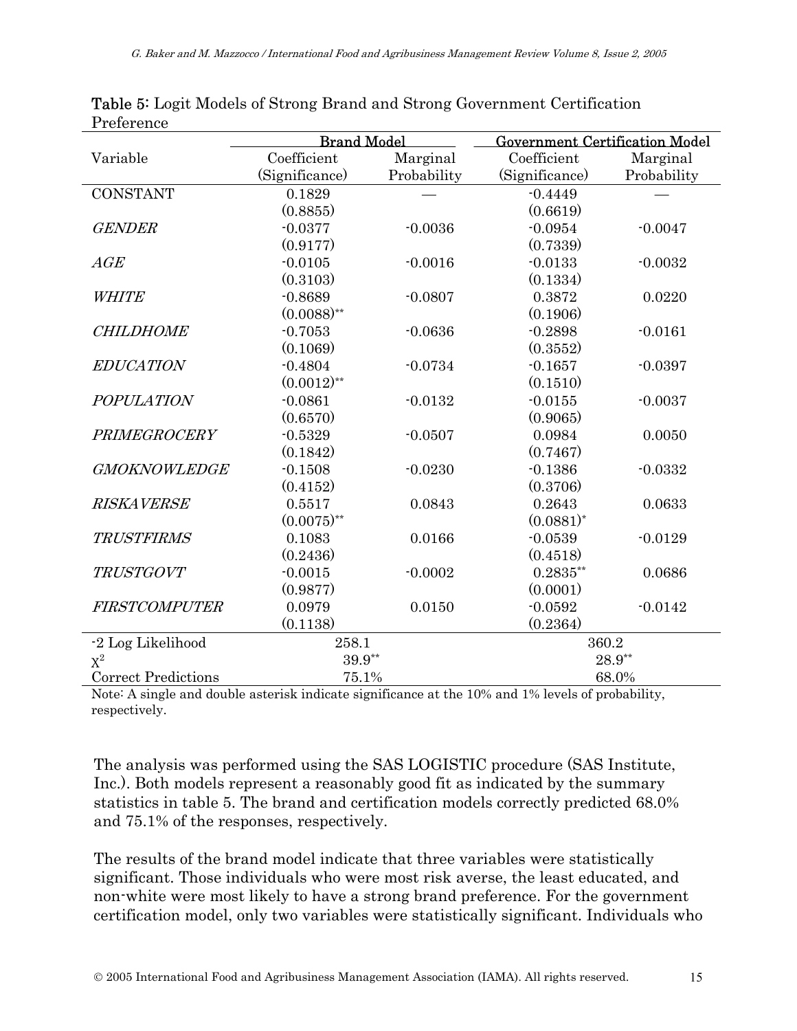**Table 5:** Logit Models of Strong Brand and Strong Government Certification Preference

| Variable | Brand Model | | Government Certification Model | |
|---|---|---|---|---|
| | Coefficient (Significance) | Marginal Probability | Coefficient (Significance) | Marginal Probability |
| CONSTANT | 0.1829 (0.8855) | — | -0.4449 (0.6619) | — |
| *GENDER* | -0.0377 (0.9177) | -0.0036 | -0.0954 (0.7339) | -0.0047 |
| *AGE* | -0.0105 (0.3103) | -0.0016 | -0.0133 (0.1334) | -0.0032 |
| *WHITE* | -0.8689 (0.0088)** | -0.0807 | 0.3872 (0.1906) | 0.0220 |
| *CHILDHOME* | -0.7053 (0.1069) | -0.0636 | -0.2898 (0.3552) | -0.0161 |
| *EDUCATION* | -0.4804 (0.0012)** | -0.0734 | -0.1657 (0.1510) | -0.0397 |
| *POPULATION* | -0.0861 (0.6570) | -0.0132 | -0.0155 (0.9065) | -0.0037 |
| *PRIMEGROCERY* | -0.5329 (0.1842) | -0.0507 | 0.0984 (0.7467) | 0.0050 |
| *GMOKNOWLEDGE* | -0.1508 (0.4152) | -0.0230 | -0.1386 (0.3706) | -0.0332 |
| *RISKAVERSE* | 0.5517 (0.0075)** | 0.0843 | 0.2643 (0.0881)* | 0.0633 |
| *TRUSTFIRMS* | 0.1083 (0.2436) | 0.0166 | -0.0539 (0.4518) | -0.0129 |
| *TRUSTGOVT* | -0.0015 (0.9877) | -0.0002 | 0.2835** (0.0001) | 0.0686 |
| *FIRSTCOMPUTER* | 0.0979 (0.1138) | 0.0150 | -0.0592 (0.2364) | -0.0142 |
| -2 Log Likelihood | 258.1 | | 360.2 | |
| $\chi^2$ | 39.9** | | 28.9** | |
| Correct Predictions | 75.1% | | 68.0% | |

Note: A single and double asterisk indicate significance at the 10% and 1% levels of probability, respectively.

The analysis was performed using the SAS LOGISTIC procedure (SAS Institute, Inc.). Both models represent a reasonably good fit as indicated by the summary statistics in table 5. The brand and certification models correctly predicted 68.0% and 75.1% of the responses, respectively.

The results of the brand model indicate that three variables were statistically significant. Those individuals who were most risk averse, the least educated, and non-white were most likely to have a strong brand preference. For the government certification model, only two variables were statistically significant. Individuals who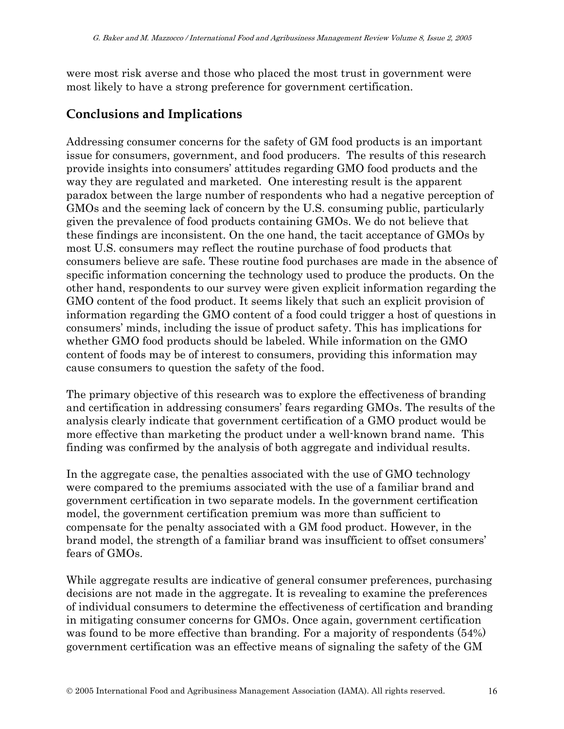were most risk averse and those who placed the most trust in government were most likely to have a strong preference for government certification.

## Conclusions and Implications

Addressing consumer concerns for the safety of GM food products is an important issue for consumers, government, and food producers. The results of this research provide insights into consumers' attitudes regarding GMO food products and the way they are regulated and marketed. One interesting result is the apparent paradox between the large number of respondents who had a negative perception of GMOs and the seeming lack of concern by the U.S. consuming public, particularly given the prevalence of food products containing GMOs. We do not believe that these findings are inconsistent. On the one hand, the tacit acceptance of GMOs by most U.S. consumers may reflect the routine purchase of food products that consumers believe are safe. These routine food purchases are made in the absence of specific information concerning the technology used to produce the products. On the other hand, respondents to our survey were given explicit information regarding the GMO content of the food product. It seems likely that such an explicit provision of information regarding the GMO content of a food could trigger a host of questions in consumers' minds, including the issue of product safety. This has implications for whether GMO food products should be labeled. While information on the GMO content of foods may be of interest to consumers, providing this information may cause consumers to question the safety of the food.

The primary objective of this research was to explore the effectiveness of branding and certification in addressing consumers' fears regarding GMOs. The results of the analysis clearly indicate that government certification of a GMO product would be more effective than marketing the product under a well-known brand name. This finding was confirmed by the analysis of both aggregate and individual results.

In the aggregate case, the penalties associated with the use of GMO technology were compared to the premiums associated with the use of a familiar brand and government certification in two separate models. In the government certification model, the government certification premium was more than sufficient to compensate for the penalty associated with a GM food product. However, in the brand model, the strength of a familiar brand was insufficient to offset consumers' fears of GMOs.

While aggregate results are indicative of general consumer preferences, purchasing decisions are not made in the aggregate. It is revealing to examine the preferences of individual consumers to determine the effectiveness of certification and branding in mitigating consumer concerns for GMOs. Once again, government certification was found to be more effective than branding. For a majority of respondents (54%) government certification was an effective means of signaling the safety of the GM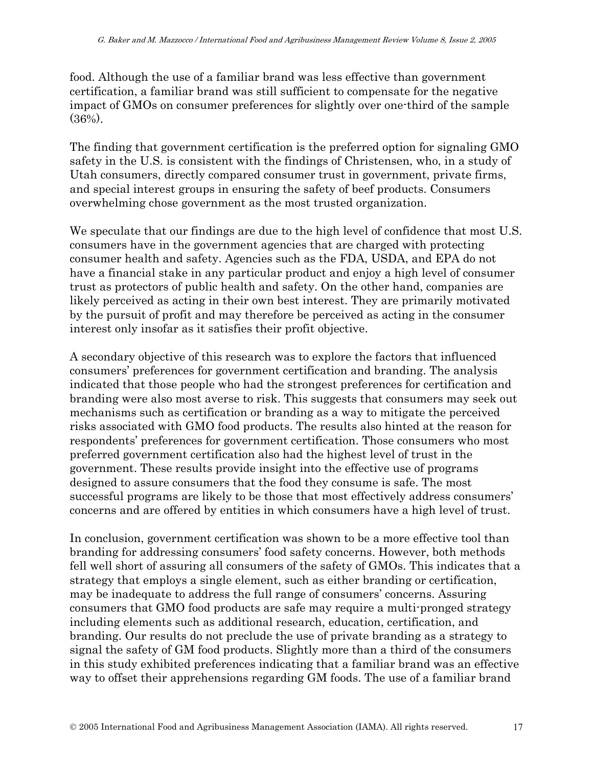food. Although the use of a familiar brand was less effective than government certification, a familiar brand was still sufficient to compensate for the negative impact of GMOs on consumer preferences for slightly over one-third of the sample (36%).

The finding that government certification is the preferred option for signaling GMO safety in the U.S. is consistent with the findings of Christensen, who, in a study of Utah consumers, directly compared consumer trust in government, private firms, and special interest groups in ensuring the safety of beef products. Consumers overwhelming chose government as the most trusted organization.

We speculate that our findings are due to the high level of confidence that most U.S. consumers have in the government agencies that are charged with protecting consumer health and safety. Agencies such as the FDA, USDA, and EPA do not have a financial stake in any particular product and enjoy a high level of consumer trust as protectors of public health and safety. On the other hand, companies are likely perceived as acting in their own best interest. They are primarily motivated by the pursuit of profit and may therefore be perceived as acting in the consumer interest only insofar as it satisfies their profit objective.

A secondary objective of this research was to explore the factors that influenced consumers' preferences for government certification and branding. The analysis indicated that those people who had the strongest preferences for certification and branding were also most averse to risk. This suggests that consumers may seek out mechanisms such as certification or branding as a way to mitigate the perceived risks associated with GMO food products. The results also hinted at the reason for respondents' preferences for government certification. Those consumers who most preferred government certification also had the highest level of trust in the government. These results provide insight into the effective use of programs designed to assure consumers that the food they consume is safe. The most successful programs are likely to be those that most effectively address consumers' concerns and are offered by entities in which consumers have a high level of trust.

In conclusion, government certification was shown to be a more effective tool than branding for addressing consumers' food safety concerns. However, both methods fell well short of assuring all consumers of the safety of GMOs. This indicates that a strategy that employs a single element, such as either branding or certification, may be inadequate to address the full range of consumers' concerns. Assuring consumers that GMO food products are safe may require a multi-pronged strategy including elements such as additional research, education, certification, and branding. Our results do not preclude the use of private branding as a strategy to signal the safety of GM food products. Slightly more than a third of the consumers in this study exhibited preferences indicating that a familiar brand was an effective way to offset their apprehensions regarding GM foods. The use of a familiar brand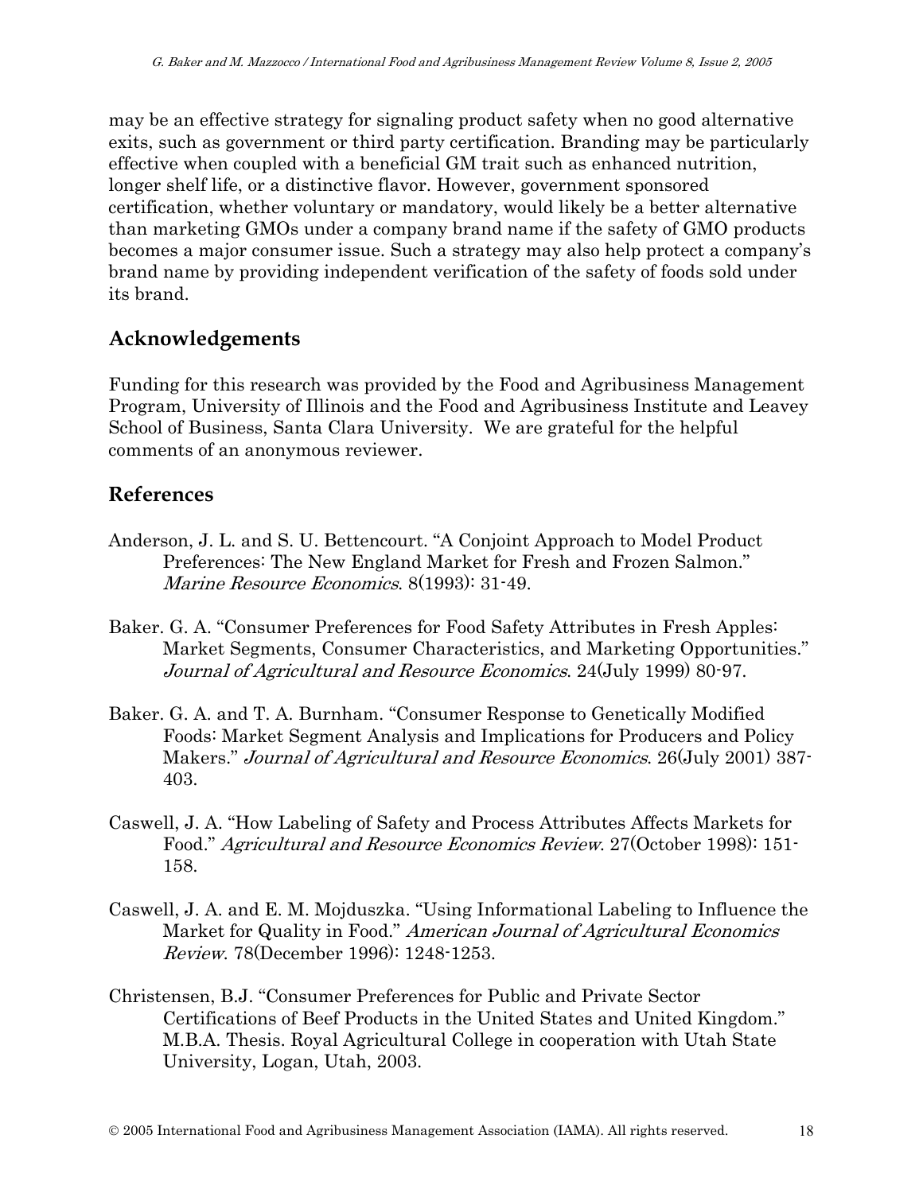may be an effective strategy for signaling product safety when no good alternative exits, such as government or third party certification. Branding may be particularly effective when coupled with a beneficial GM trait such as enhanced nutrition, longer shelf life, or a distinctive flavor. However, government sponsored certification, whether voluntary or mandatory, would likely be a better alternative than marketing GMOs under a company brand name if the safety of GMO products becomes a major consumer issue. Such a strategy may also help protect a company's brand name by providing independent verification of the safety of foods sold under its brand.

## Acknowledgements

Funding for this research was provided by the Food and Agribusiness Management Program, University of Illinois and the Food and Agribusiness Institute and Leavey School of Business, Santa Clara University. We are grateful for the helpful comments of an anonymous reviewer.

## References

Anderson, J. L. and S. U. Bettencourt. "A Conjoint Approach to Model Product Preferences: The New England Market for Fresh and Frozen Salmon." *Marine Resource Economics*. 8(1993): 31-49.

Baker. G. A. "Consumer Preferences for Food Safety Attributes in Fresh Apples: Market Segments, Consumer Characteristics, and Marketing Opportunities." *Journal of Agricultural and Resource Economics*. 24(July 1999) 80-97.

Baker. G. A. and T. A. Burnham. "Consumer Response to Genetically Modified Foods: Market Segment Analysis and Implications for Producers and Policy Makers." *Journal of Agricultural and Resource Economics*. 26(July 2001) 387-403.

Caswell, J. A. "How Labeling of Safety and Process Attributes Affects Markets for Food." *Agricultural and Resource Economics Review*. 27(October 1998): 151-158.

Caswell, J. A. and E. M. Mojduszka. "Using Informational Labeling to Influence the Market for Quality in Food." *American Journal of Agricultural Economics Review*. 78(December 1996): 1248-1253.

Christensen, B.J. "Consumer Preferences for Public and Private Sector Certifications of Beef Products in the United States and United Kingdom." M.B.A. Thesis. Royal Agricultural College in cooperation with Utah State University, Logan, Utah, 2003.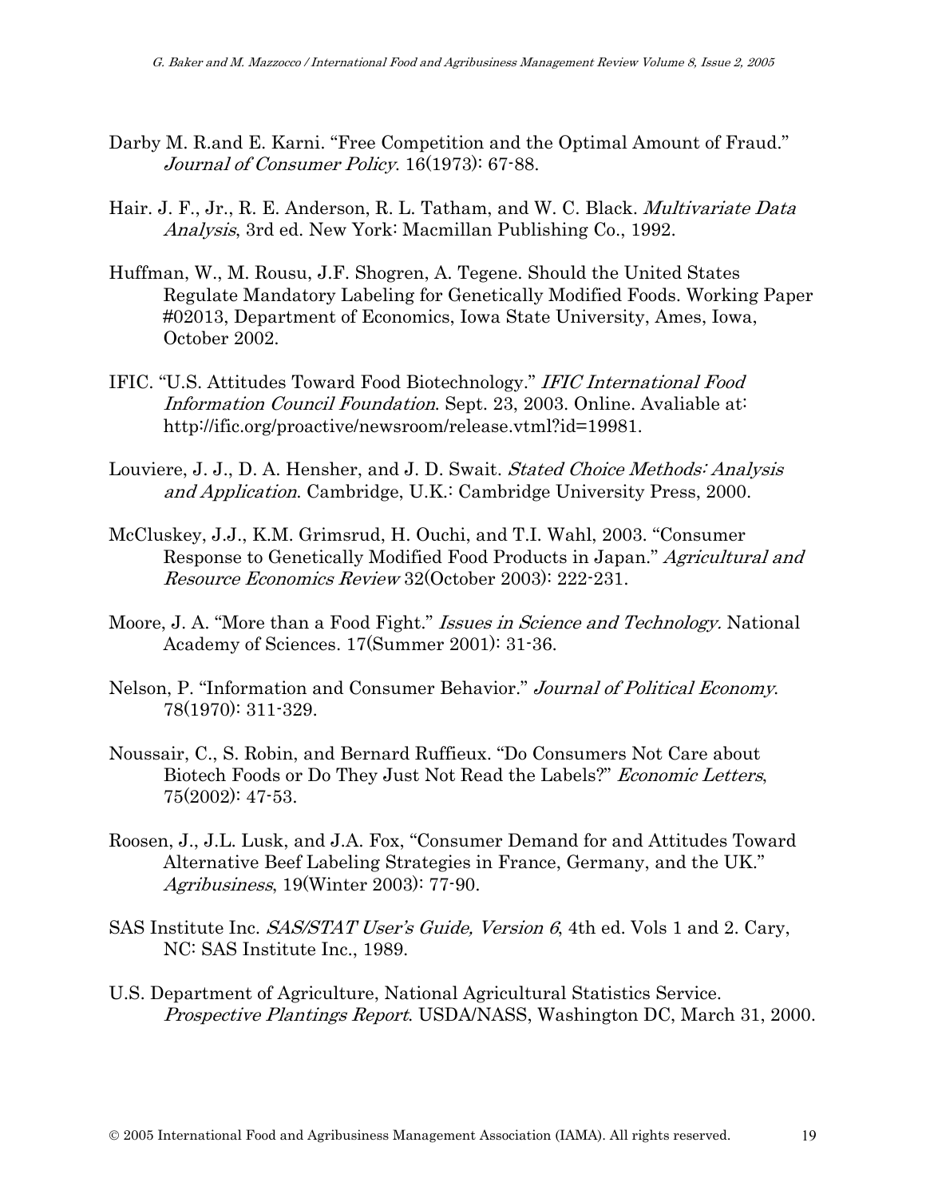Darby M. R.and E. Karni. “Free Competition and the Optimal Amount of Fraud.” *Journal of Consumer Policy*. 16(1973): 67-88.

Hair. J. F., Jr., R. E. Anderson, R. L. Tatham, and W. C. Black. *Multivariate Data Analysis*, 3rd ed. New York: Macmillan Publishing Co., 1992.

Huffman, W., M. Rousu, J.F. Shogren, A. Tegene. Should the United States Regulate Mandatory Labeling for Genetically Modified Foods. Working Paper #02013, Department of Economics, Iowa State University, Ames, Iowa, October 2002.

IFIC. “U.S. Attitudes Toward Food Biotechnology.” *IFIC International Food Information Council Foundation*. Sept. 23, 2003. Online. Avaliable at: http://ific.org/proactive/newsroom/release.vtml?id=19981.

Louviere, J. J., D. A. Hensher, and J. D. Swait. *Stated Choice Methods: Analysis and Application*. Cambridge, U.K.: Cambridge University Press, 2000.

McCluskey, J.J., K.M. Grimsrud, H. Ouchi, and T.I. Wahl, 2003. “Consumer Response to Genetically Modified Food Products in Japan.” *Agricultural and Resource Economics Review* 32(October 2003): 222-231.

Moore, J. A. “More than a Food Fight.” *Issues in Science and Technology*. National Academy of Sciences. 17(Summer 2001): 31-36.

Nelson, P. “Information and Consumer Behavior.” *Journal of Political Economy*. 78(1970): 311-329.

Noussair, C., S. Robin, and Bernard Ruffieux. “Do Consumers Not Care about Biotech Foods or Do They Just Not Read the Labels?” *Economic Letters*, 75(2002): 47-53.

Roosen, J., J.L. Lusk, and J.A. Fox, “Consumer Demand for and Attitudes Toward Alternative Beef Labeling Strategies in France, Germany, and the UK.” *Agribusiness*, 19(Winter 2003): 77-90.

SAS Institute Inc. *SAS/STAT User’s Guide, Version 6*, 4th ed. Vols 1 and 2. Cary, NC: SAS Institute Inc., 1989.

U.S. Department of Agriculture, National Agricultural Statistics Service. *Prospective Plantings Report*. USDA/NASS, Washington DC, March 31, 2000.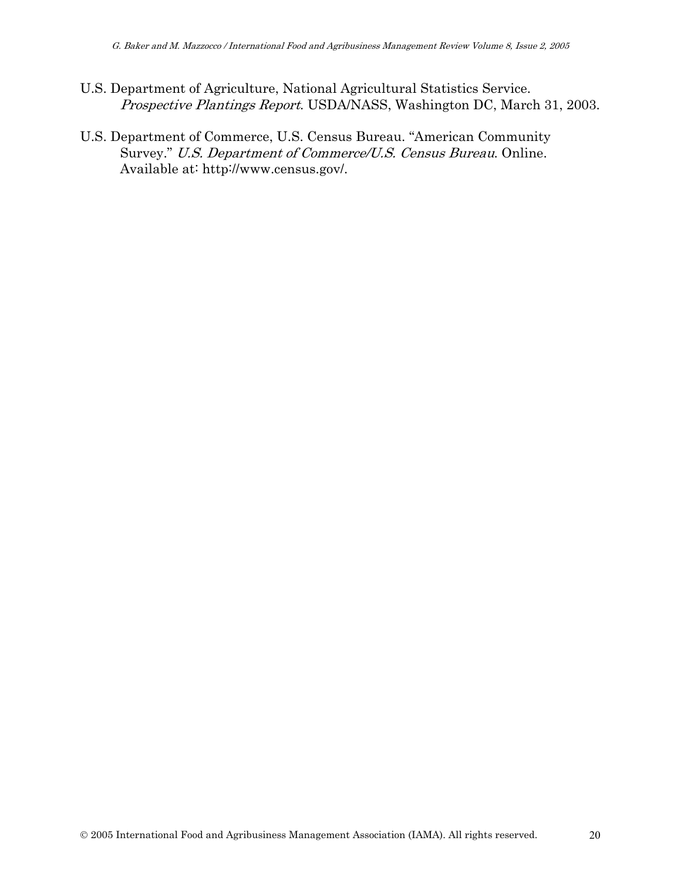U.S. Department of Agriculture, National Agricultural Statistics Service. *Prospective Plantings Report*. USDA/NASS, Washington DC, March 31, 2003.

U.S. Department of Commerce, U.S. Census Bureau. "American Community Survey." *U.S. Department of Commerce/U.S. Census Bureau*. Online. Available at: http://www.census.gov/.